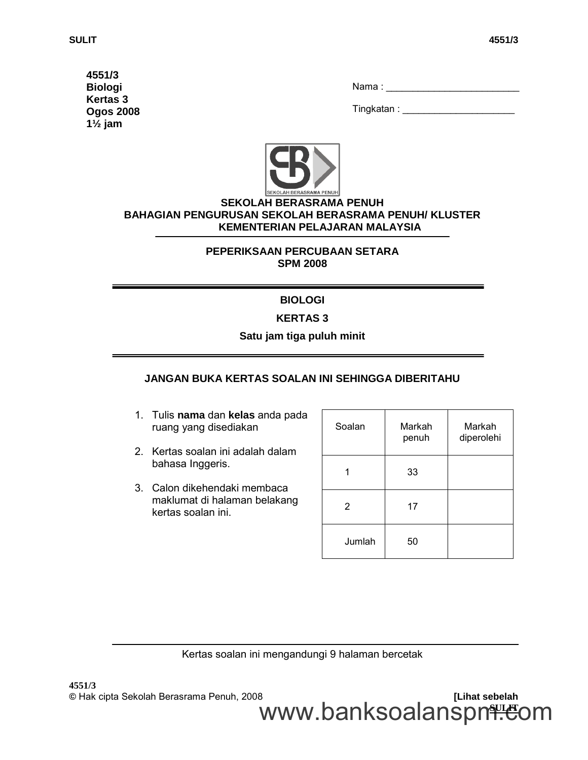4551/3
Biologi
Kertas 3
Ogos 2008
1½ jam

Nama : ________________________

Tingkatan : ____________________

**SEKOLAH BERASRAMA PENUH**
**BAHAGIAN PENGURUSAN SEKOLAH BERASRAMA PENUH/ KLUSTER**
**KEMENTERIAN PELAJARAN MALAYSIA**

**PEPERIKSAAN PERCUBAAN SETARA**
**SPM 2008**

**BIOLOGI**

**KERTAS 3**

**Satu jam tiga puluh minit**

**JANGAN BUKA KERTAS SOALAN INI SEHINGGA DIBERITAHU**

1. Tulis **nama** dan **kelas** anda pada ruang yang disediakan
2. Kertas soalan ini adalah dalam bahasa Inggeris.
3. Calon dikehendaki membaca maklumat di halaman belakang kertas soalan ini.

| Soalan | Markah penuh | Markah diperolehi |
|---|---|---|
| 1 | 33 | |
| 2 | 17 | |
| Jumlah | 50 | |

Kertas soalan ini mengandungi 9 halaman bercetak

© Hak cipta Sekolah Berasrama Penuh, 2008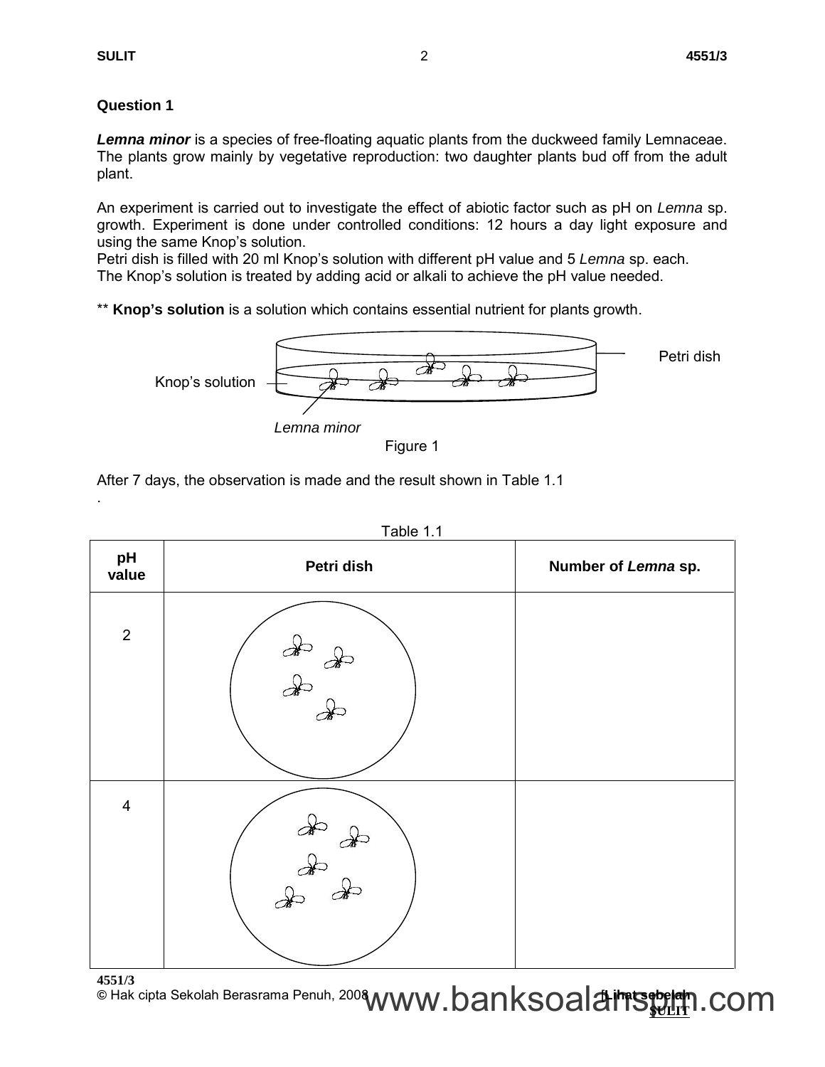## Question 1

***Lemna minor*** is a species of free-floating aquatic plants from the duckweed family Lemnaceae. The plants grow mainly by vegetative reproduction: two daughter plants bud off from the adult plant.

An experiment is carried out to investigate the effect of abiotic factor such as pH on *Lemna* sp. growth. Experiment is done under controlled conditions: 12 hours a day light exposure and using the same Knop's solution.
Petri dish is filled with 20 ml Knop's solution with different pH value and 5 *Lemna* sp. each.
The Knop's solution is treated by adding acid or alkali to achieve the pH value needed.

** **Knop's solution** is a solution which contains essential nutrient for plants growth.

Knop's solution

Petri dish

*Lemna minor*

Figure 1

After 7 days, the observation is made and the result shown in Table 1.1
.

Table 1.1

| pH value | Petri dish | Number of *Lemna* sp. |
|---|---|---|
| 2 | | |
| 4 | | |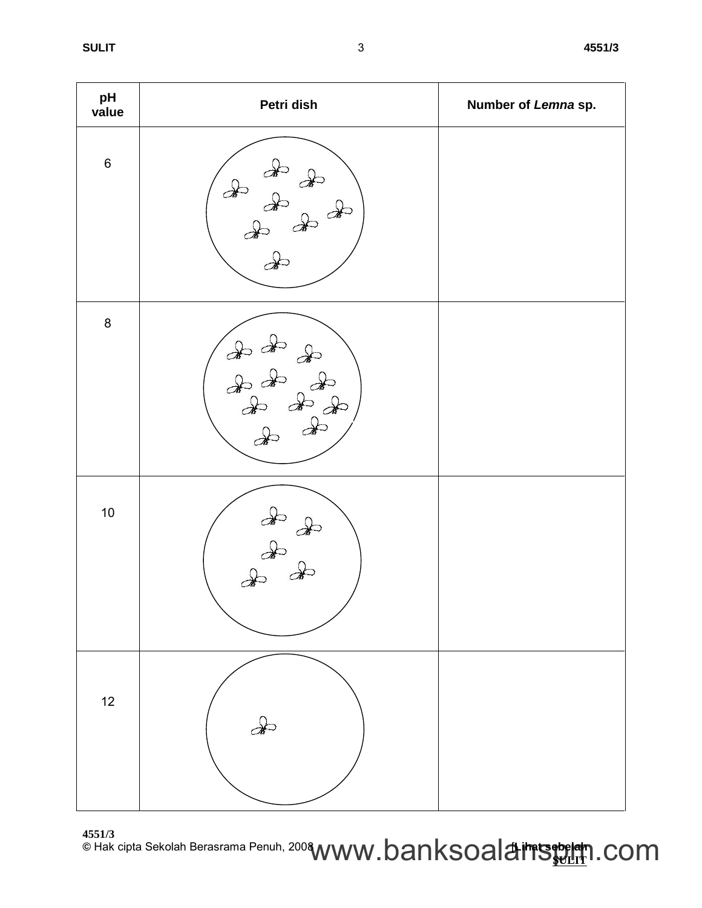| pH value | Petri dish | Number of *Lemna* sp. |
|---|---|---|
| 6 | | |
| 8 | | |
| 10 | | |
| 12 | | |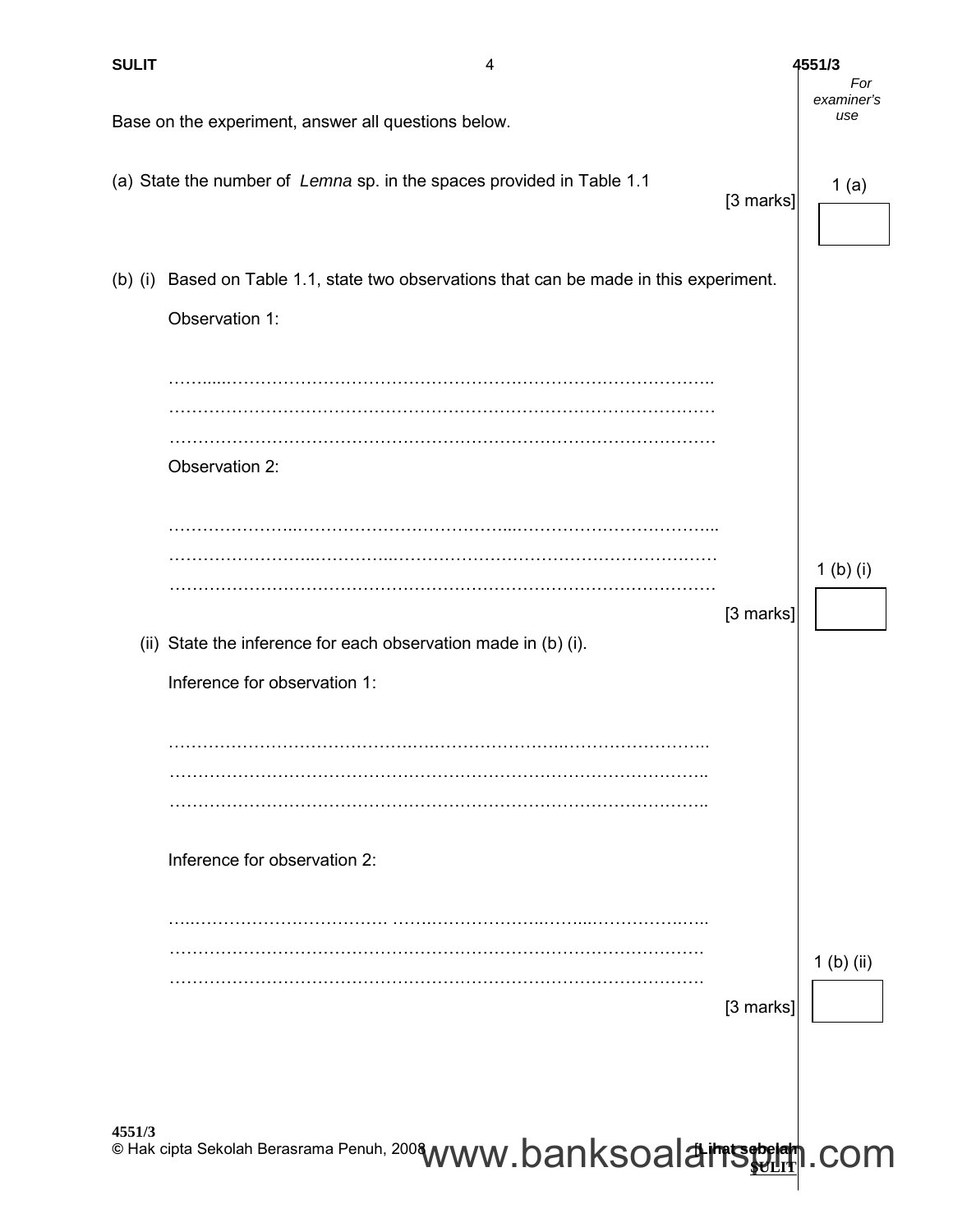Base on the experiment, answer all questions below.

(a) State the number of *Lemna* sp. in the spaces provided in Table 1.1

[3 marks]

1 (a)

(b) (i) Based on Table 1.1, state two observations that can be made in this experiment.

Observation 1:

……………………………………………………………………………………………
……………………………………………………………………………………………
……………………………………………………………………………………………

Observation 2:

……………………………………………………………………………………………
……………………………………………………………………………………………
……………………………………………………………………………………………

[3 marks]

1 (b) (i)

(ii) State the inference for each observation made in (b) (i).

Inference for observation 1:

……………………………………………………………………………………………
……………………………………………………………………………………………
……………………………………………………………………………………………

Inference for observation 2:

……………………………………………………………………………………………
……………………………………………………………………………………………
……………………………………………………………………………………………

[3 marks]

1 (b) (ii)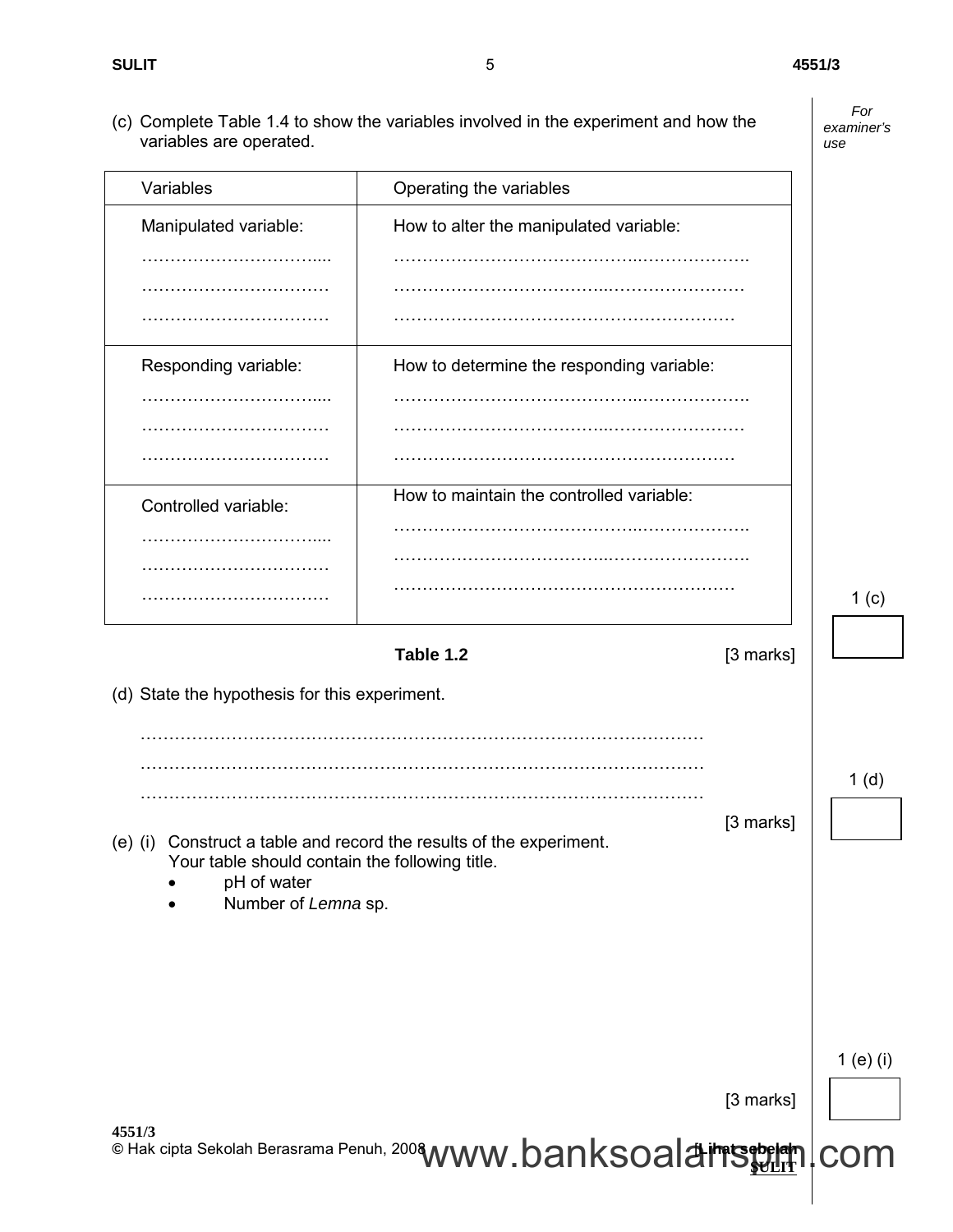(c) Complete Table 1.4 to show the variables involved in the experiment and how the variables are operated.

| Variables | Operating the variables |
|---|---|
| Manipulated variable:<br>……………………………....<br>……………………………<br>…………………………… | How to alter the manipulated variable:<br>……………………………………..……………….<br>………………………………..……………………<br>…………………………………………………… |
| Responding variable:<br>……………………………....<br>……………………………<br>…………………………… | How to determine the responding variable:<br>……………………………………..……………….<br>………………………………..……………………<br>…………………………………………………… |
| Controlled variable:<br>……………………………....<br>……………………………<br>…………………………… | How to maintain the controlled variable:<br>……………………………………..……………….<br>………………………………..…………………….<br>…………………………………………………… |

**Table 1.2**

[3 marks]

1 (c)

(d) State the hypothesis for this experiment.

……………………………………………………………………………………………

……………………………………………………………………………………………

……………………………………………………………………………………………

[3 marks]

1 (d)

(e) (i) Construct a table and record the results of the experiment.
Your table should contain the following title.

- pH of water
- Number of *Lemna* sp.

[3 marks]

1 (e) (i)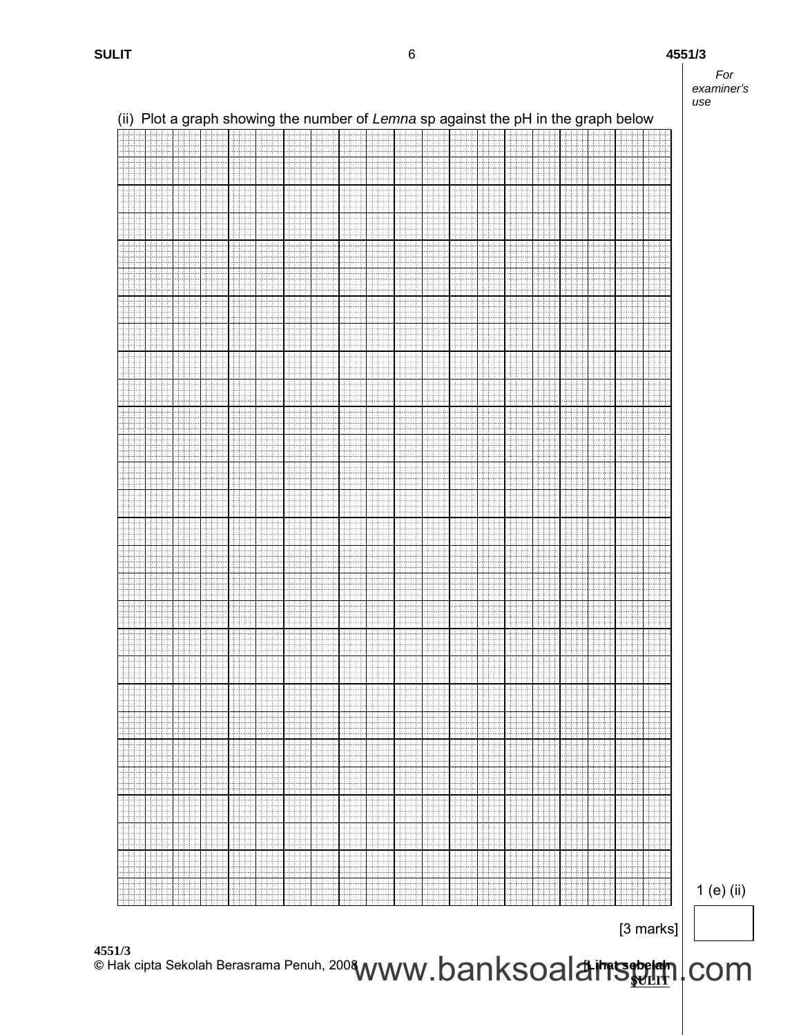(ii) Plot a graph showing the number of *Lemna* sp against the pH in the graph below

1 (e) (ii)

[3 marks]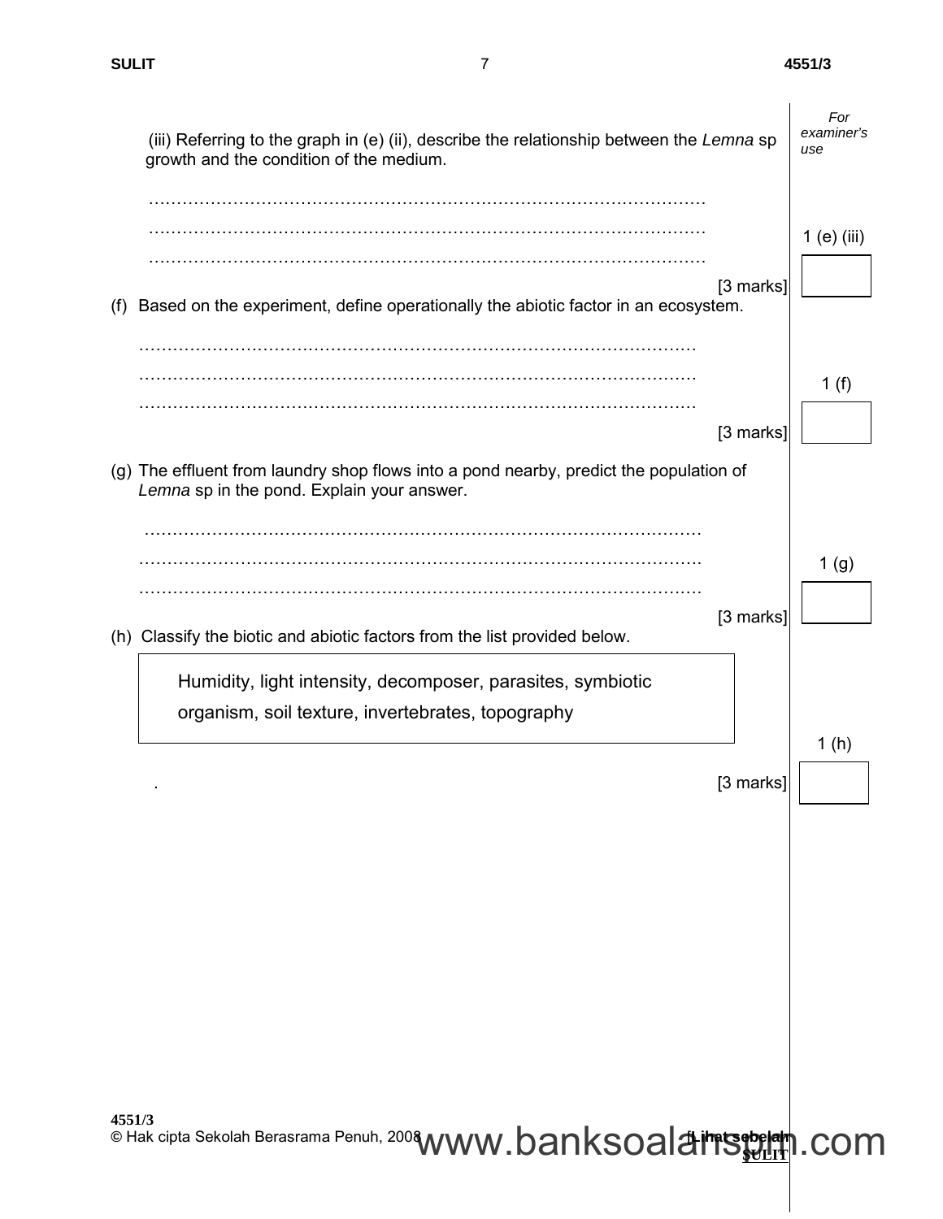(iii) Referring to the graph in (e) (ii), describe the relationship between the *Lemna* sp growth and the condition of the medium.

…………………………………………………………………………………………

…………………………………………………………………………………………

…………………………………………………………………………………………

[3 marks]

(f) Based on the experiment, define operationally the abiotic factor in an ecosystem.

…………………………………………………………………………………………

…………………………………………………………………………………………

…………………………………………………………………………………………

[3 marks]

(g) The effluent from laundry shop flows into a pond nearby, predict the population of *Lemna* sp in the pond. Explain your answer.

…………………………………………………………………………………………

…………………………………………………………………………………………

…………………………………………………………………………………………

[3 marks]

(h) Classify the biotic and abiotic factors from the list provided below.

> Humidity, light intensity, decomposer, parasites, symbiotic organism, soil texture, invertebrates, topography

[3 marks]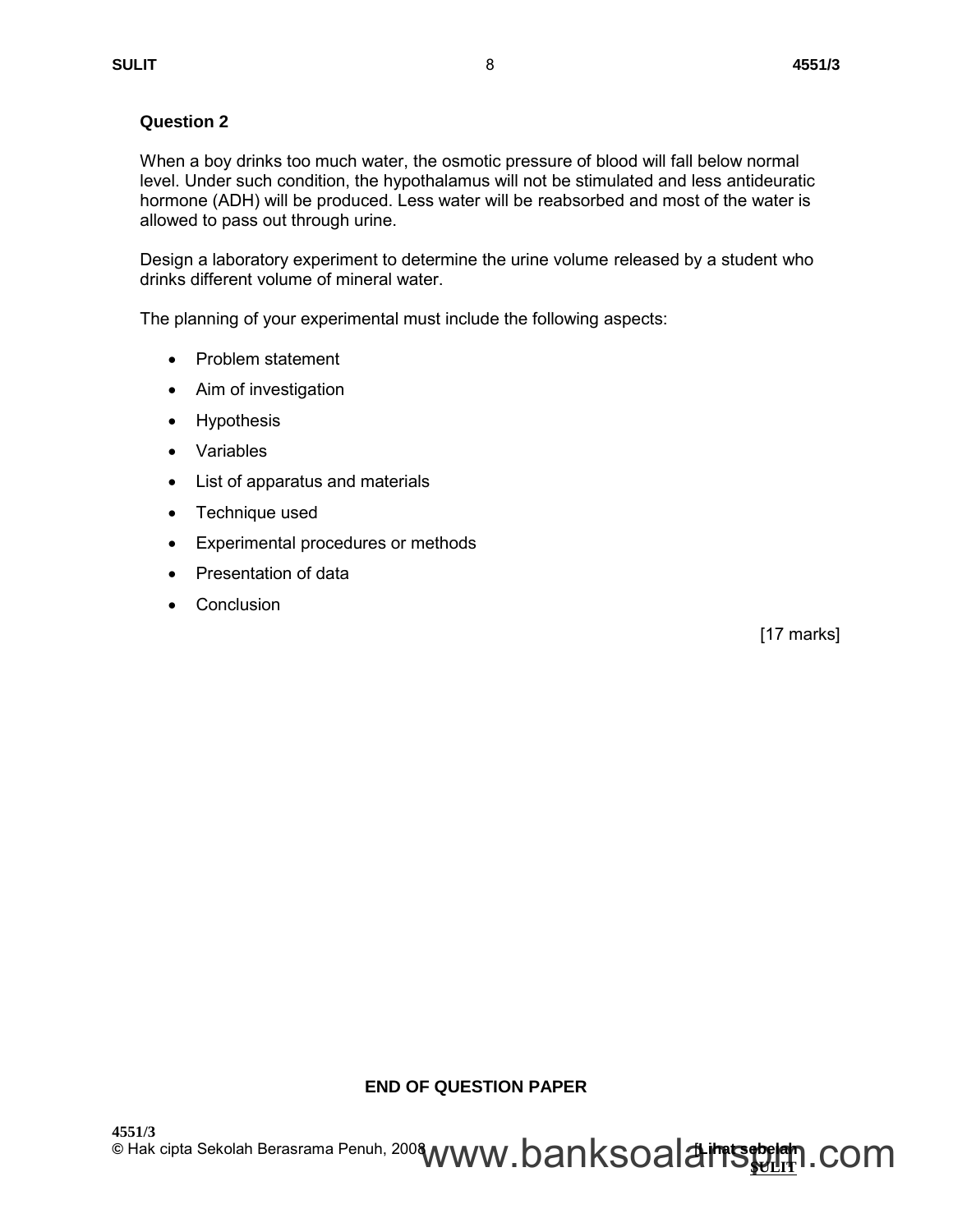**Question 2**

When a boy drinks too much water, the osmotic pressure of blood will fall below normal level. Under such condition, the hypothalamus will not be stimulated and less antideuratic hormone (ADH) will be produced. Less water will be reabsorbed and most of the water is allowed to pass out through urine.

Design a laboratory experiment to determine the urine volume released by a student who drinks different volume of mineral water.

The planning of your experimental must include the following aspects:

- Problem statement
- Aim of investigation
- Hypothesis
- Variables
- List of apparatus and materials
- Technique used
- Experimental procedures or methods
- Presentation of data
- Conclusion

[17 marks]

**END OF QUESTION PAPER**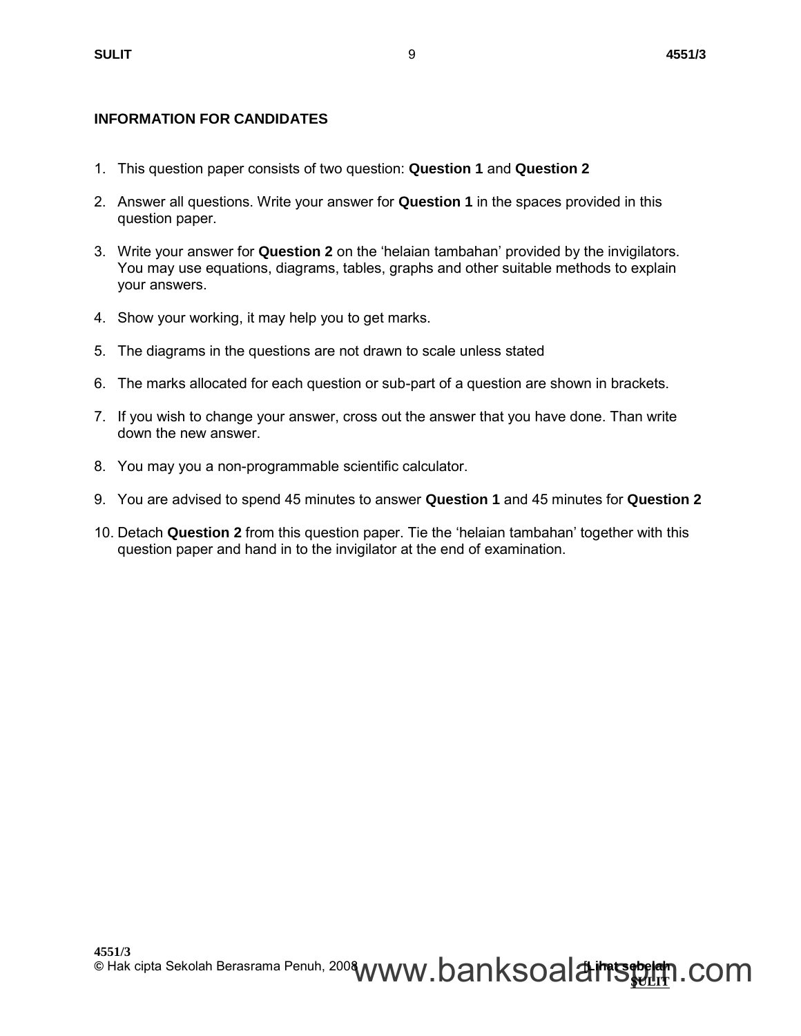## INFORMATION FOR CANDIDATES

1. This question paper consists of two question: **Question 1** and **Question 2**

2. Answer all questions. Write your answer for **Question 1** in the spaces provided in this question paper.

3. Write your answer for **Question 2** on the 'helaian tambahan' provided by the invigilators. You may use equations, diagrams, tables, graphs and other suitable methods to explain your answers.

4. Show your working, it may help you to get marks.

5. The diagrams in the questions are not drawn to scale unless stated

6. The marks allocated for each question or sub-part of a question are shown in brackets.

7. If you wish to change your answer, cross out the answer that you have done. Than write down the new answer.

8. You may you a non-programmable scientific calculator.

9. You are advised to spend 45 minutes to answer **Question 1** and 45 minutes for **Question 2**

10. Detach **Question 2** from this question paper. Tie the 'helaian tambahan' together with this question paper and hand in to the invigilator at the end of examination.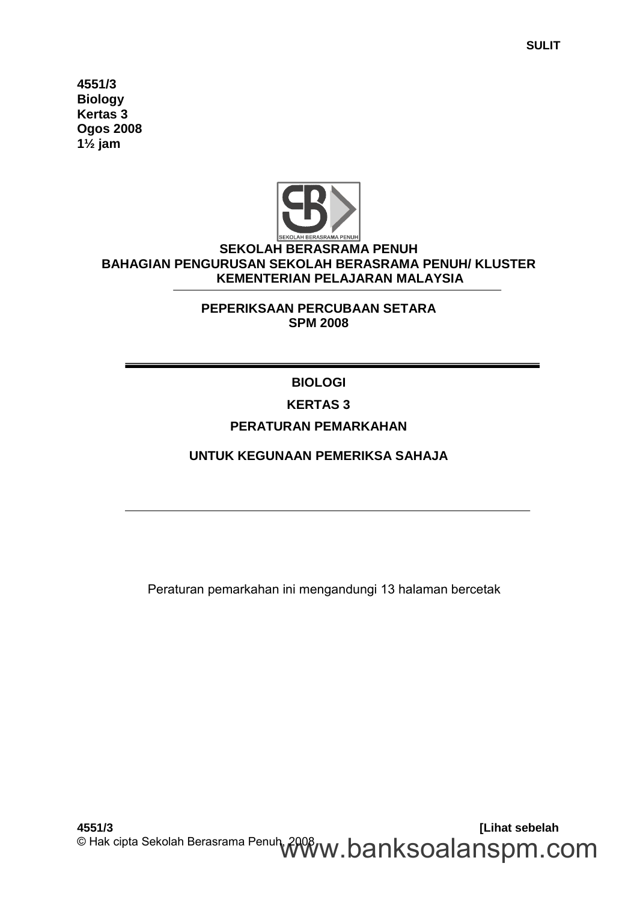4551/3
Biology
Kertas 3
Ogos 2008
1½ jam

**SEKOLAH BERASRAMA PENUH**
**BAHAGIAN PENGURUSAN SEKOLAH BERASRAMA PENUH/ KLUSTER**
**KEMENTERIAN PELAJARAN MALAYSIA**

**PEPERIKSAAN PERCUBAAN SETARA**
**SPM 2008**

**BIOLOGI**

**KERTAS 3**

**PERATURAN PEMARKAHAN**

**UNTUK KEGUNAAN PEMERIKSA SAHAJA**

Peraturan pemarkahan ini mengandungi 13 halaman bercetak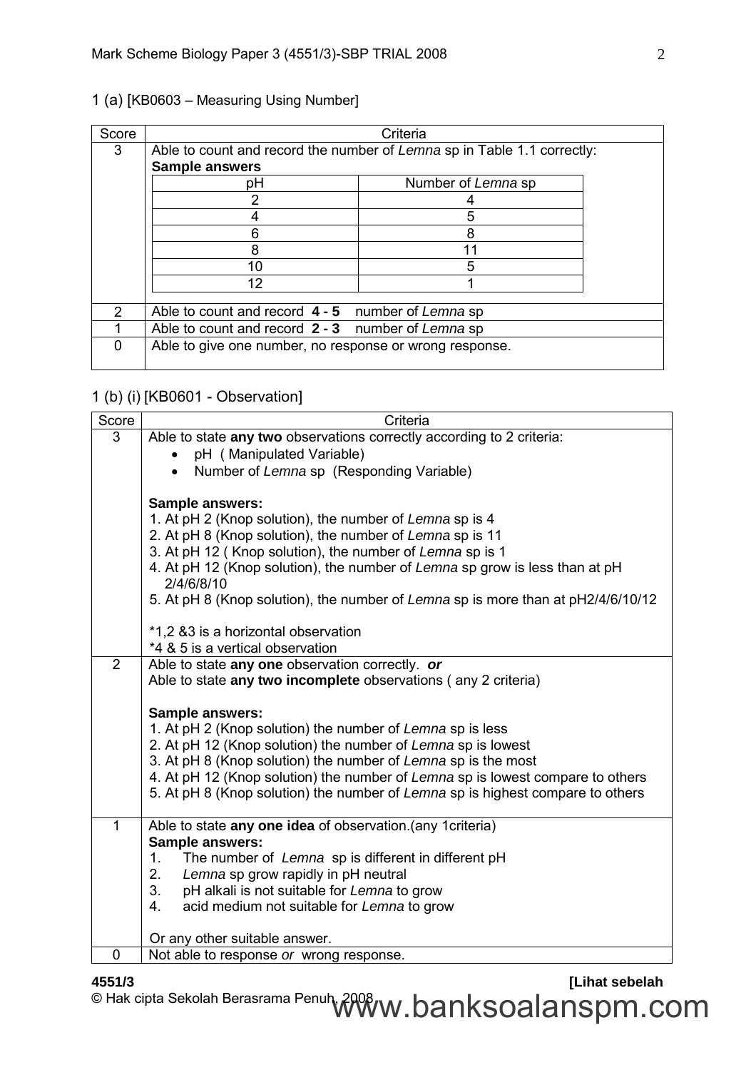1 (a) [KB0603 – Measuring Using Number]

| Score | Criteria |
|---|---|
| 3 | Able to count and record the number of *Lemna* sp in Table 1.1 correctly:<br>**Sample answers**<br><br>pH \| Number of *Lemna* sp<br>2 \| 4<br>4 \| 5<br>6 \| 8<br>8 \| 11<br>10 \| 5<br>12 \| 1 |
| 2 | Able to count and record **4 - 5** number of *Lemna* sp |
| 1 | Able to count and record **2 - 3** number of *Lemna* sp |
| 0 | Able to give one number, no response or wrong response. |

1 (b) (i) [KB0601 - Observation]

| Score | Criteria |
|---|---|
| 3 | Able to state **any two** observations correctly according to 2 criteria:<br>• pH ( Manipulated Variable)<br>• Number of *Lemna* sp (Responding Variable)<br><br>**Sample answers:**<br>1. At pH 2 (Knop solution), the number of *Lemna* sp is 4<br>2. At pH 8 (Knop solution), the number of *Lemna* sp is 11<br>3. At pH 12 ( Knop solution), the number of *Lemna* sp is 1<br>4. At pH 12 (Knop solution), the number of *Lemna* sp grow is less than at pH 2/4/6/8/10<br>5. At pH 8 (Knop solution), the number of *Lemna* sp is more than at pH2/4/6/10/12<br><br>*1,2 &3 is a horizontal observation<br>*4 & 5 is a vertical observation |
| 2 | Able to state **any one** observation correctly. ***or***<br>Able to state **any two incomplete** observations ( any 2 criteria)<br><br>**Sample answers:**<br>1. At pH 2 (Knop solution) the number of *Lemna* sp is less<br>2. At pH 12 (Knop solution) the number of *Lemna* sp is lowest<br>3. At pH 8 (Knop solution) the number of *Lemna* sp is the most<br>4. At pH 12 (Knop solution) the number of *Lemna* sp is lowest compare to others<br>5. At pH 8 (Knop solution) the number of *Lemna* sp is highest compare to others |
| 1 | Able to state **any one idea** of observation.(any 1criteria)<br>**Sample answers:**<br>1. The number of *Lemna* sp is different in different pH<br>2. *Lemna* sp grow rapidly in pH neutral<br>3. pH alkali is not suitable for *Lemna* to grow<br>4. acid medium not suitable for *Lemna* to grow<br><br>Or any other suitable answer. |
| 0 | Not able to response *or* wrong response. |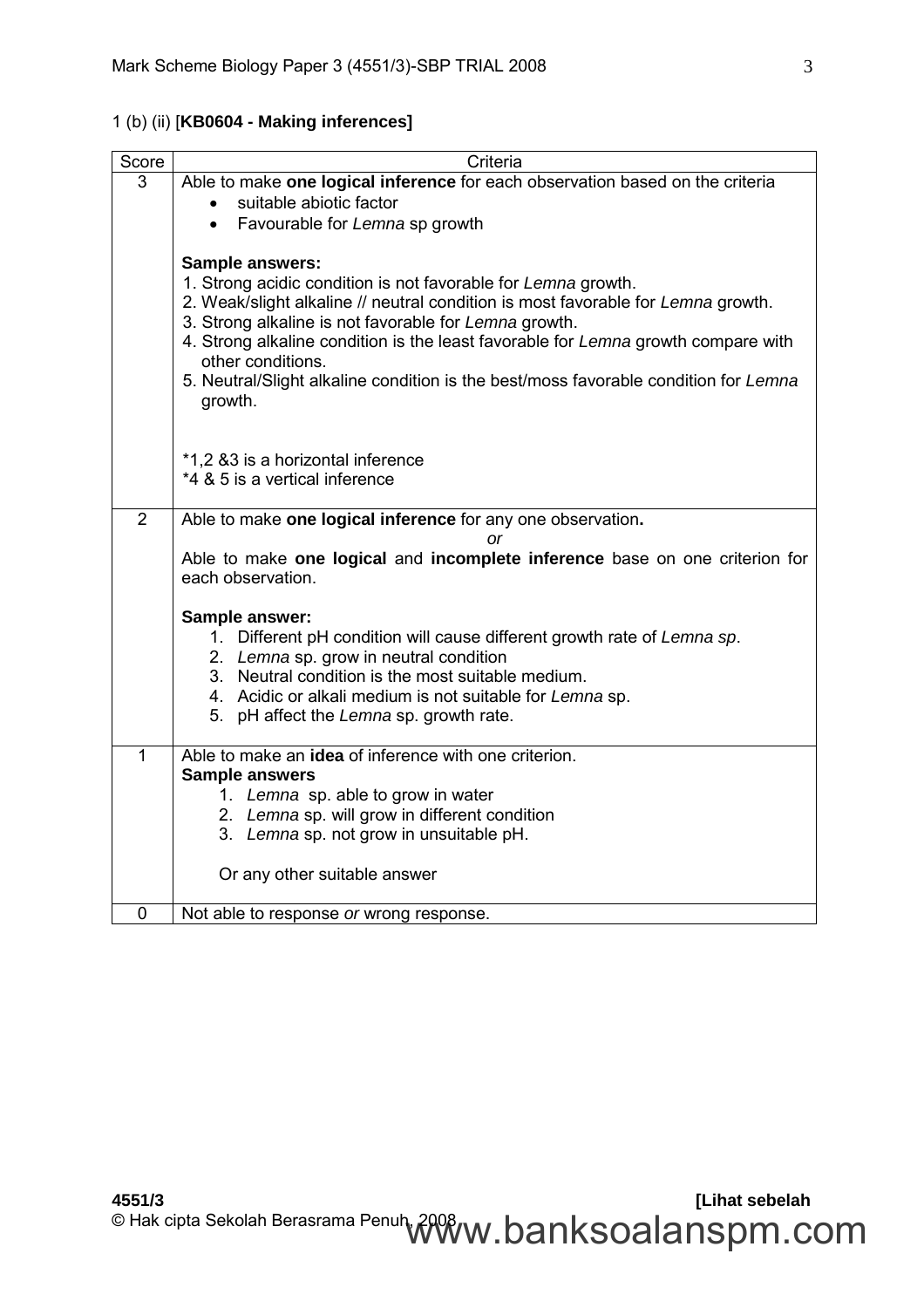1 (b) (ii) [**KB0604 - Making inferences]**

| Score | Criteria |
|---|---|
| 3 | Able to make **one logical inference** for each observation based on the criteria<br>• suitable abiotic factor<br>• Favourable for *Lemna* sp growth<br><br>**Sample answers:**<br>1. Strong acidic condition is not favorable for *Lemna* growth.<br>2. Weak/slight alkaline // neutral condition is most favorable for *Lemna* growth.<br>3. Strong alkaline is not favorable for *Lemna* growth.<br>4. Strong alkaline condition is the least favorable for *Lemna* growth compare with other conditions.<br>5. Neutral/Slight alkaline condition is the best/moss favorable condition for *Lemna* growth.<br><br>*1,2 &3 is a horizontal inference<br>*4 & 5 is a vertical inference |
| 2 | Able to make **one logical inference** for any one observation**.**<br>*or*<br>Able to make **one logical** and **incomplete inference** base on one criterion for each observation.<br><br>**Sample answer:**<br>1. Different pH condition will cause different growth rate of *Lemna sp*.<br>2. *Lemna* sp. grow in neutral condition<br>3. Neutral condition is the most suitable medium.<br>4. Acidic or alkali medium is not suitable for *Lemna* sp.<br>5. pH affect the *Lemna* sp. growth rate. |
| 1 | Able to make an **idea** of inference with one criterion.<br>**Sample answers**<br>1. *Lemna* sp. able to grow in water<br>2. *Lemna* sp. will grow in different condition<br>3. *Lemna* sp. not grow in unsuitable pH.<br><br>Or any other suitable answer |
| 0 | Not able to response *or* wrong response. |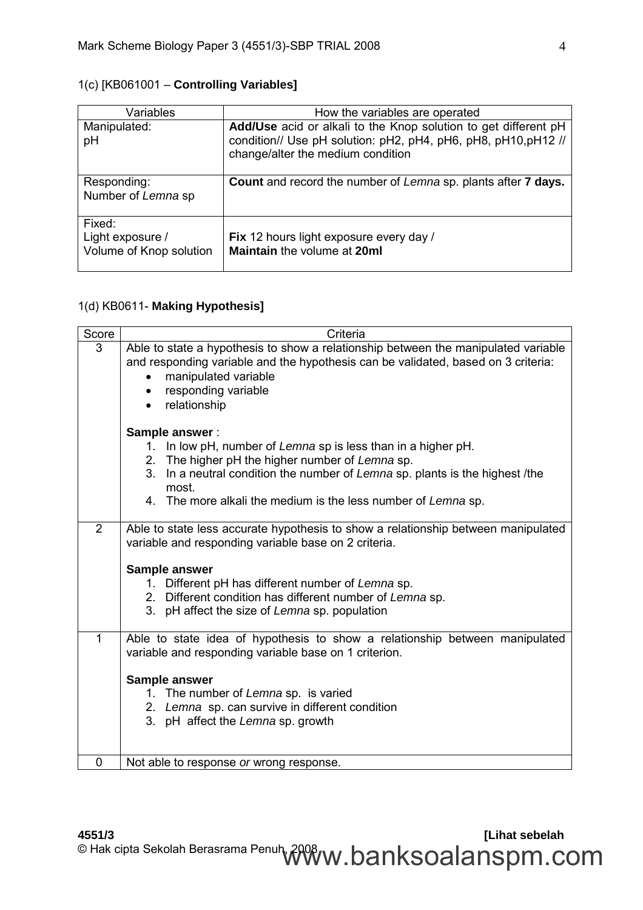1(c) [KB061001 – **Controlling Variables]**

| Variables | How the variables are operated |
|---|---|
| Manipulated:<br>pH | **Add/Use** acid or alkali to the Knop solution to get different pH condition// Use pH solution: pH2, pH4, pH6, pH8, pH10,pH12 // change/alter the medium condition |
| Responding:<br>Number of *Lemna* sp | **Count** and record the number of *Lemna* sp. plants after **7 days.** |
| Fixed:<br>Light exposure /<br>Volume of Knop solution | **Fix** 12 hours light exposure every day /<br>**Maintain** the volume at **20ml** |

1(d) KB0611- **Making Hypothesis]**

| Score | Criteria |
|---|---|
| 3 | Able to state a hypothesis to show a relationship between the manipulated variable and responding variable and the hypothesis can be validated, based on 3 criteria:<br>• manipulated variable<br>• responding variable<br>• relationship<br><br>**Sample answer** :<br>1. In low pH, number of *Lemna* sp is less than in a higher pH.<br>2. The higher pH the higher number of *Lemna* sp.<br>3. In a neutral condition the number of *Lemna* sp. plants is the highest /the most.<br>4. The more alkali the medium is the less number of *Lemna* sp. |
| 2 | Able to state less accurate hypothesis to show a relationship between manipulated variable and responding variable base on 2 criteria.<br><br>**Sample answer**<br>1. Different pH has different number of *Lemna* sp.<br>2. Different condition has different number of *Lemna* sp.<br>3. pH affect the size of *Lemna* sp. population |
| 1 | Able to state idea of hypothesis to show a relationship between manipulated variable and responding variable base on 1 criterion.<br><br>**Sample answer**<br>1. The number of *Lemna* sp. is varied<br>2. *Lemna* sp. can survive in different condition<br>3. pH affect the *Lemna* sp. growth |
| 0 | Not able to response *or* wrong response. |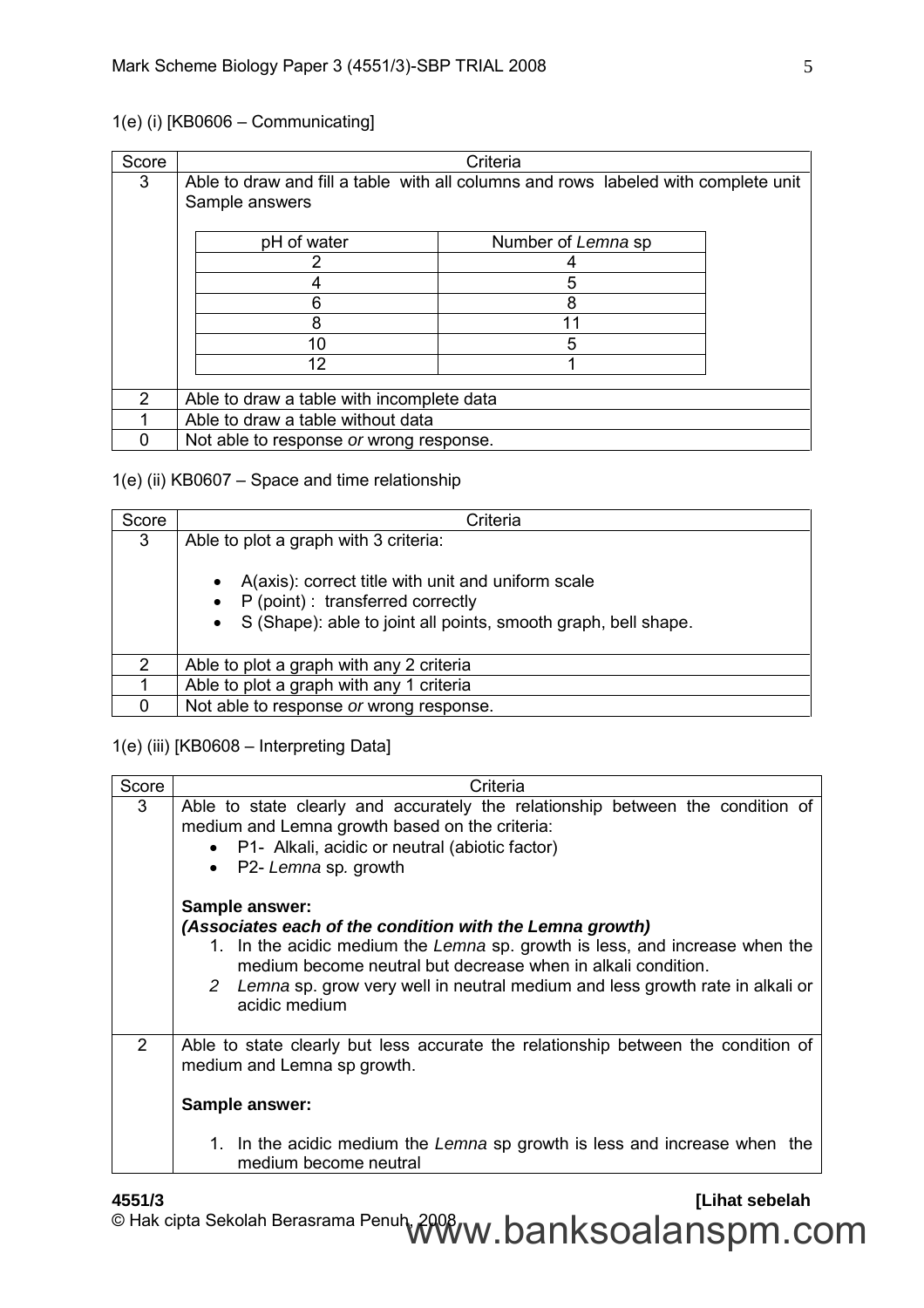1(e) (i) [KB0606 – Communicating]

| Score | Criteria |
|---|---|
| 3 | Able to draw and fill a table with all columns and rows labeled with complete unit<br>Sample answers<br><br>pH of water \| Number of *Lemna* sp<br>2 \| 4<br>4 \| 5<br>6 \| 8<br>8 \| 11<br>10 \| 5<br>12 \| 1 |
| 2 | Able to draw a table with incomplete data |
| 1 | Able to draw a table without data |
| 0 | Not able to response *or* wrong response. |

1(e) (ii) KB0607 – Space and time relationship

| Score | Criteria |
|---|---|
| 3 | Able to plot a graph with 3 criteria:<br><br>• A(axis): correct title with unit and uniform scale<br>• P (point) : transferred correctly<br>• S (Shape): able to joint all points, smooth graph, bell shape. |
| 2 | Able to plot a graph with any 2 criteria |
| 1 | Able to plot a graph with any 1 criteria |
| 0 | Not able to response *or* wrong response. |

1(e) (iii) [KB0608 – Interpreting Data]

| Score | Criteria |
|---|---|
| 3 | Able to state clearly and accurately the relationship between the condition of medium and Lemna growth based on the criteria:<br>• P1- Alkali, acidic or neutral (abiotic factor)<br>• P2- *Lemna* sp*.* growth<br><br>**Sample answer:**<br>***(Associates each of the condition with the Lemna growth)***<br>1. In the acidic medium the *Lemna* sp. growth is less, and increase when the medium become neutral but decrease when in alkali condition.<br>*2* *Lemna* sp. grow very well in neutral medium and less growth rate in alkali or acidic medium |
| 2 | Able to state clearly but less accurate the relationship between the condition of medium and Lemna sp growth.<br><br>**Sample answer:**<br><br>1. In the acidic medium the *Lemna* sp growth is less and increase when the medium become neutral |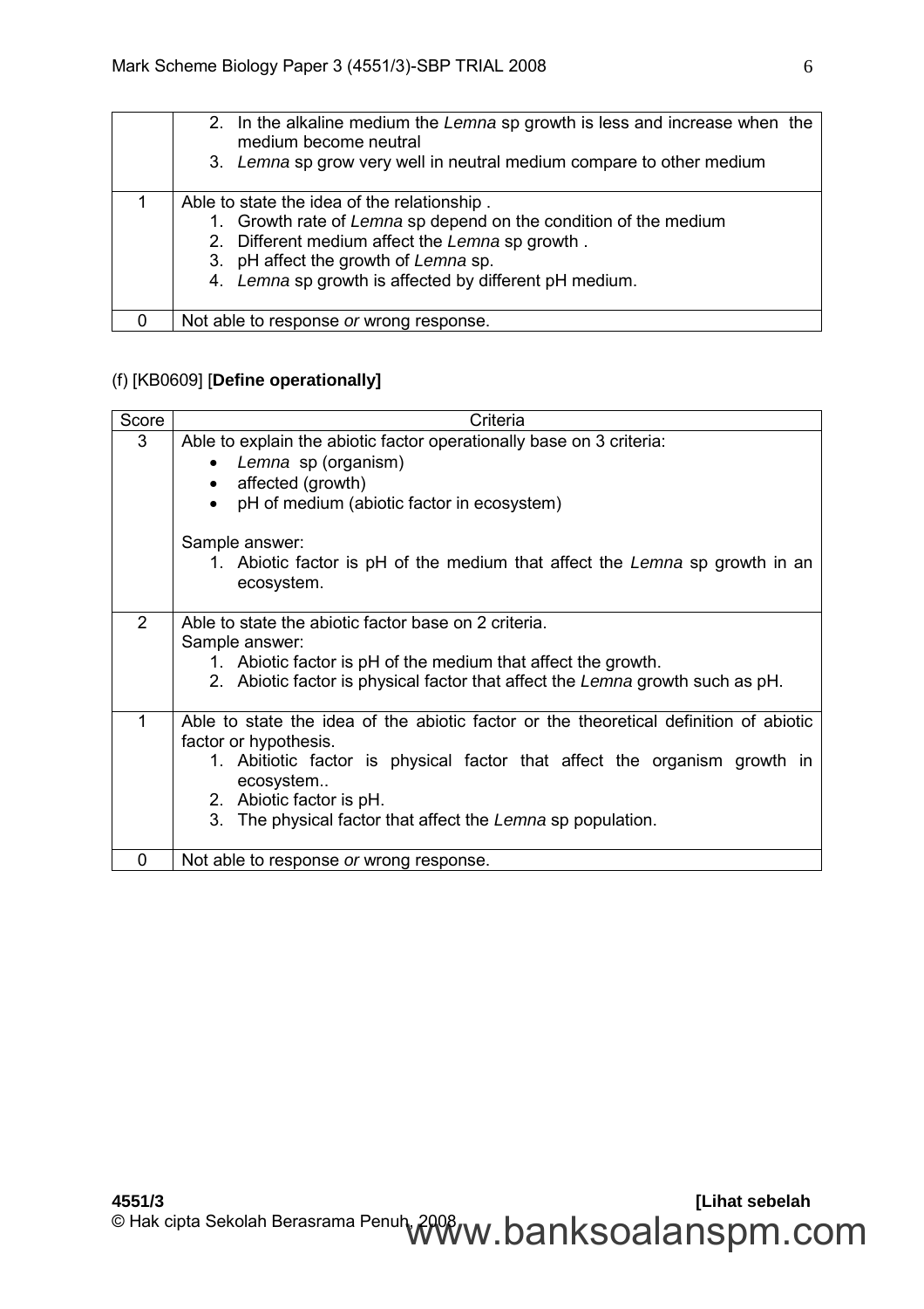| | |
|---|---|
| | 2. In the alkaline medium the *Lemna* sp growth is less and increase when the medium become neutral<br>3. *Lemna* sp grow very well in neutral medium compare to other medium |
| 1 | Able to state the idea of the relationship .<br>1. Growth rate of *Lemna* sp depend on the condition of the medium<br>2. Different medium affect the *Lemna* sp growth .<br>3. pH affect the growth of *Lemna* sp.<br>4. *Lemna* sp growth is affected by different pH medium. |
| 0 | Not able to response *or* wrong response. |

(f) [KB0609] [**Define operationally]**

| Score | Criteria |
|---|---|
| 3 | Able to explain the abiotic factor operationally base on 3 criteria:<br>• *Lemna* sp (organism)<br>• affected (growth)<br>• pH of medium (abiotic factor in ecosystem)<br><br>Sample answer:<br>1. Abiotic factor is pH of the medium that affect the *Lemna* sp growth in an ecosystem. |
| 2 | Able to state the abiotic factor base on 2 criteria.<br>Sample answer:<br>1. Abiotic factor is pH of the medium that affect the growth.<br>2. Abiotic factor is physical factor that affect the *Lemna* growth such as pH. |
| 1 | Able to state the idea of the abiotic factor or the theoretical definition of abiotic factor or hypothesis.<br>1. Abitiotic factor is physical factor that affect the organism growth in ecosystem..<br>2. Abiotic factor is pH.<br>3. The physical factor that affect the *Lemna* sp population. |
| 0 | Not able to response *or* wrong response. |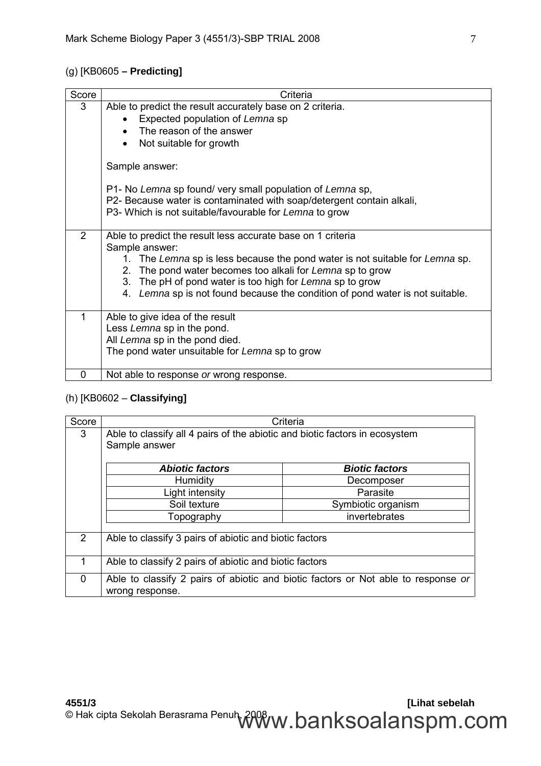(g) [KB0605 **– Predicting]**

| Score | Criteria |
|---|---|
| 3 | Able to predict the result accurately base on 2 criteria.<br>• Expected population of *Lemna* sp<br>• The reason of the answer<br>• Not suitable for growth<br><br>Sample answer:<br><br>P1- No *Lemna* sp found/ very small population of *Lemna* sp,<br>P2- Because water is contaminated with soap/detergent contain alkali,<br>P3- Which is not suitable/favourable for *Lemna* to grow |
| 2 | Able to predict the result less accurate base on 1 criteria<br>Sample answer:<br>1. The *Lemna* sp is less because the pond water is not suitable for *Lemna* sp.<br>2. The pond water becomes too alkali for *Lemna* sp to grow<br>3. The pH of pond water is too high for *Lemna* sp to grow<br>4. *Lemna* sp is not found because the condition of pond water is not suitable. |
| 1 | Able to give idea of the result<br>Less *Lemna* sp in the pond.<br>All *Lemna* sp in the pond died.<br>The pond water unsuitable for *Lemna* sp to grow |
| 0 | Not able to response *or* wrong response. |

(h) [KB0602 – **Classifying]**

| Score | Criteria |
|---|---|
| 3 | Able to classify all 4 pairs of the abiotic and biotic factors in ecosystem<br>Sample answer<br><br>***Abiotic factors*** / ***Biotic factors***<br>Humidity / Decomposer<br>Light intensity / Parasite<br>Soil texture / Symbiotic organism<br>Topography / invertebrates |
| 2 | Able to classify 3 pairs of abiotic and biotic factors |
| 1 | Able to classify 2 pairs of abiotic and biotic factors |
| 0 | Able to classify 2 pairs of abiotic and biotic factors or Not able to response *or* wrong response. |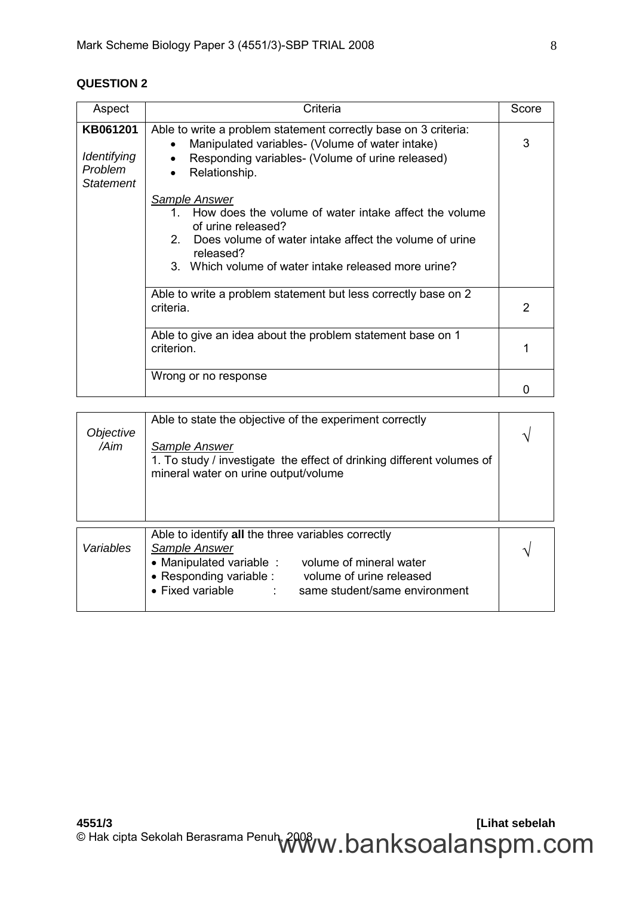## QUESTION 2

| Aspect | Criteria | Score |
|---|---|---|
| **KB061201** *Identifying Problem Statement* | Able to write a problem statement correctly base on 3 criteria: <br>• Manipulated variables- (Volume of water intake) <br>• Responding variables- (Volume of urine released) <br>• Relationship. <br><br>*Sample Answer* <br>1. How does the volume of water intake affect the volume of urine released? <br>2. Does volume of water intake affect the volume of urine released? <br>3. Which volume of water intake released more urine? | 3 |
| | Able to write a problem statement but less correctly base on 2 criteria. | 2 |
| | Able to give an idea about the problem statement base on 1 criterion. | 1 |
| | Wrong or no response | 0 |

| | | |
|---|---|---|
| *Objective /Aim* | Able to state the objective of the experiment correctly <br><br>*Sample Answer* <br>1. To study / investigate the effect of drinking different volumes of mineral water on urine output/volume | √ |

| | | |
|---|---|---|
| *Variables* | Able to identify **all** the three variables correctly <br>*Sample Answer* <br>• Manipulated variable : volume of mineral water <br>• Responding variable : volume of urine released <br>• Fixed variable : same student/same environment | √ |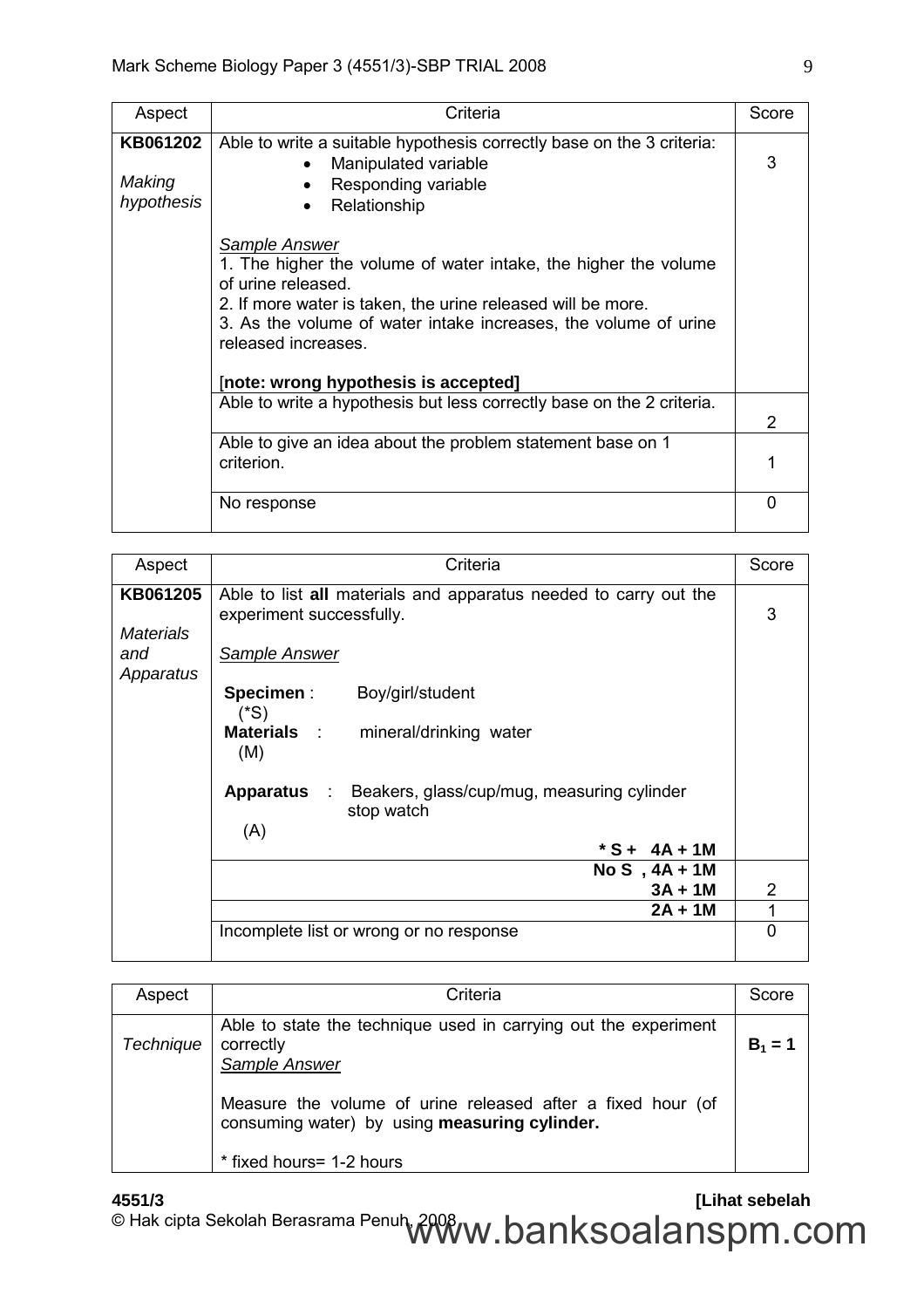| Aspect | Criteria | Score |
|---|---|---|
| **KB061202**<br><br>*Making hypothesis* | Able to write a suitable hypothesis correctly base on the 3 criteria:<br>• Manipulated variable<br>• Responding variable<br>• Relationship<br><br>*Sample Answer*<br>1. The higher the volume of water intake, the higher the volume of urine released.<br>2. If more water is taken, the urine released will be more.<br>3. As the volume of water intake increases, the volume of urine released increases.<br><br>[**note: wrong hypothesis is accepted]** | 3 |
| | Able to write a hypothesis but less correctly base on the 2 criteria. | 2 |
| | Able to give an idea about the problem statement base on 1 criterion. | 1 |
| | No response | 0 |

| Aspect | Criteria | Score |
|---|---|---|
| **KB061205**<br><br>*Materials and Apparatus* | Able to list **all** materials and apparatus needed to carry out the experiment successfully.<br><br>*Sample Answer*<br><br>**Specimen** : Boy/girl/student (*S)<br>**Materials** : mineral/drinking water (M)<br><br>**Apparatus** : Beakers, glass/cup/mug, measuring cylinder stop watch (A)<br><br>**\* S + 4A + 1M** | 3 |
| | **No S , 4A + 1M**<br>**3A + 1M** | 2 |
| | **2A + 1M** | 1 |
| | Incomplete list or wrong or no response | 0 |

| Aspect | Criteria | Score |
|---|---|---|
| *Technique* | Able to state the technique used in carrying out the experiment correctly<br>*Sample Answer*<br><br>Measure the volume of urine released after a fixed hour (of consuming water) by using **measuring cylinder.**<br><br>* fixed hours= 1-2 hours | $B_1 = 1$ |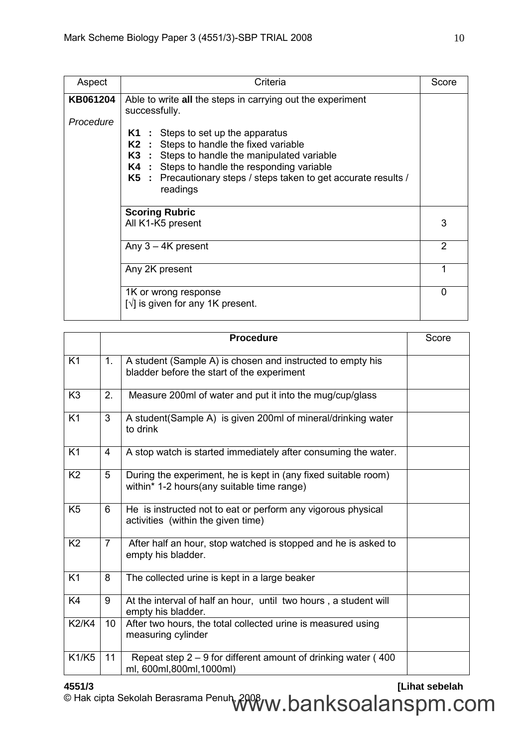| Aspect | Criteria | Score |
|---|---|---|
| **KB061204** *Procedure* | Able to write **all** the steps in carrying out the experiment successfully. **K1** : Steps to set up the apparatus **K2** : Steps to handle the fixed variable **K3** : Steps to handle the manipulated variable **K4** : Steps to handle the responding variable **K5** : Precautionary steps / steps taken to get accurate results / readings | |
| | **Scoring Rubric** All K1-K5 present | 3 |
| | Any 3 – 4K present | 2 |
| | Any 2K present | 1 |
| | 1K or wrong response [√] is given for any 1K present. | 0 |

| | | **Procedure** | Score |
|---|---|---|---|
| K1 | 1. | A student (Sample A) is chosen and instructed to empty his bladder before the start of the experiment | |
| K3 | 2. | Measure 200ml of water and put it into the mug/cup/glass | |
| K1 | 3 | A student(Sample A) is given 200ml of mineral/drinking water to drink | |
| K1 | 4 | A stop watch is started immediately after consuming the water. | |
| K2 | 5 | During the experiment, he is kept in (any fixed suitable room) within* 1-2 hours(any suitable time range) | |
| K5 | 6 | He is instructed not to eat or perform any vigorous physical activities (within the given time) | |
| K2 | 7 | After half an hour, stop watched is stopped and he is asked to empty his bladder. | |
| K1 | 8 | The collected urine is kept in a large beaker | |
| K4 | 9 | At the interval of half an hour, until two hours , a student will empty his bladder. | |
| K2/K4 | 10 | After two hours, the total collected urine is measured using measuring cylinder | |
| K1/K5 | 11 | Repeat step 2 – 9 for different amount of drinking water ( 400 ml, 600ml,800ml,1000ml) | |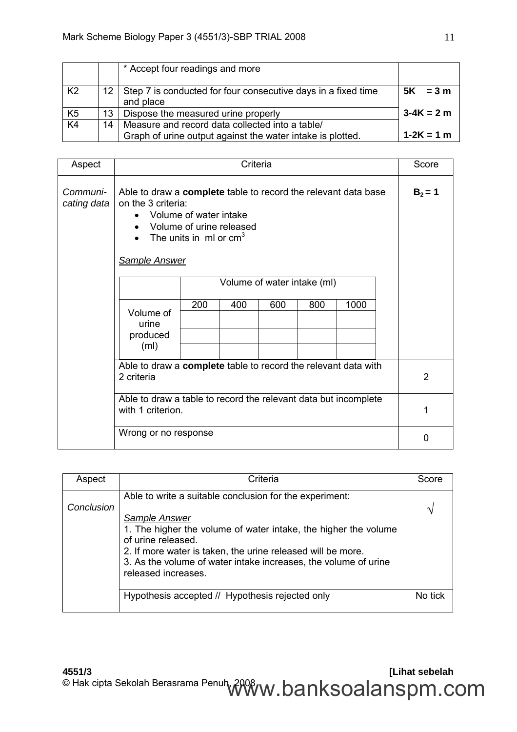| | | | |
|---|---|---|---|
| | | * Accept four readings and more | |
| K2 | 12 | Step 7 is conducted for four consecutive days in a fixed time and place | **5K = 3 m** |
| K5 | 13 | Dispose the measured urine properly | **3-4K = 2 m** |
| K4 | 14 | Measure and record data collected into a table/ Graph of urine output against the water intake is plotted. | **1-2K = 1 m** |

| Aspect | Criteria | Score |
|---|---|---|
| *Communi-cating data* | Able to draw a **complete** table to record the relevant data base on the 3 criteria:<br>• Volume of water intake<br>• Volume of urine released<br>• The units in ml or $cm^3$<br><br>*Sample Answer* | $B_2 = 1$ |
| | Able to draw a **complete** table to record the relevant data with 2 criteria | 2 |
| | Able to draw a table to record the relevant data but incomplete with 1 criterion. | 1 |
| | Wrong or no response | 0 |

*Sample Answer*

| | Volume of water intake (ml) | | | | |
|---|---|---|---|---|---|
| | 200 | 400 | 600 | 800 | 1000 |
| Volume of urine produced (ml) | | | | | |
| | | | | | |
| | | | | | |

| Aspect | Criteria | Score |
|---|---|---|
| *Conclusion* | Able to write a suitable conclusion for the experiment:<br><br>*Sample Answer*<br>1. The higher the volume of water intake, the higher the volume of urine released.<br>2. If more water is taken, the urine released will be more.<br>3. As the volume of water intake increases, the volume of urine released increases. | √ |
| | Hypothesis accepted // Hypothesis rejected only | No tick |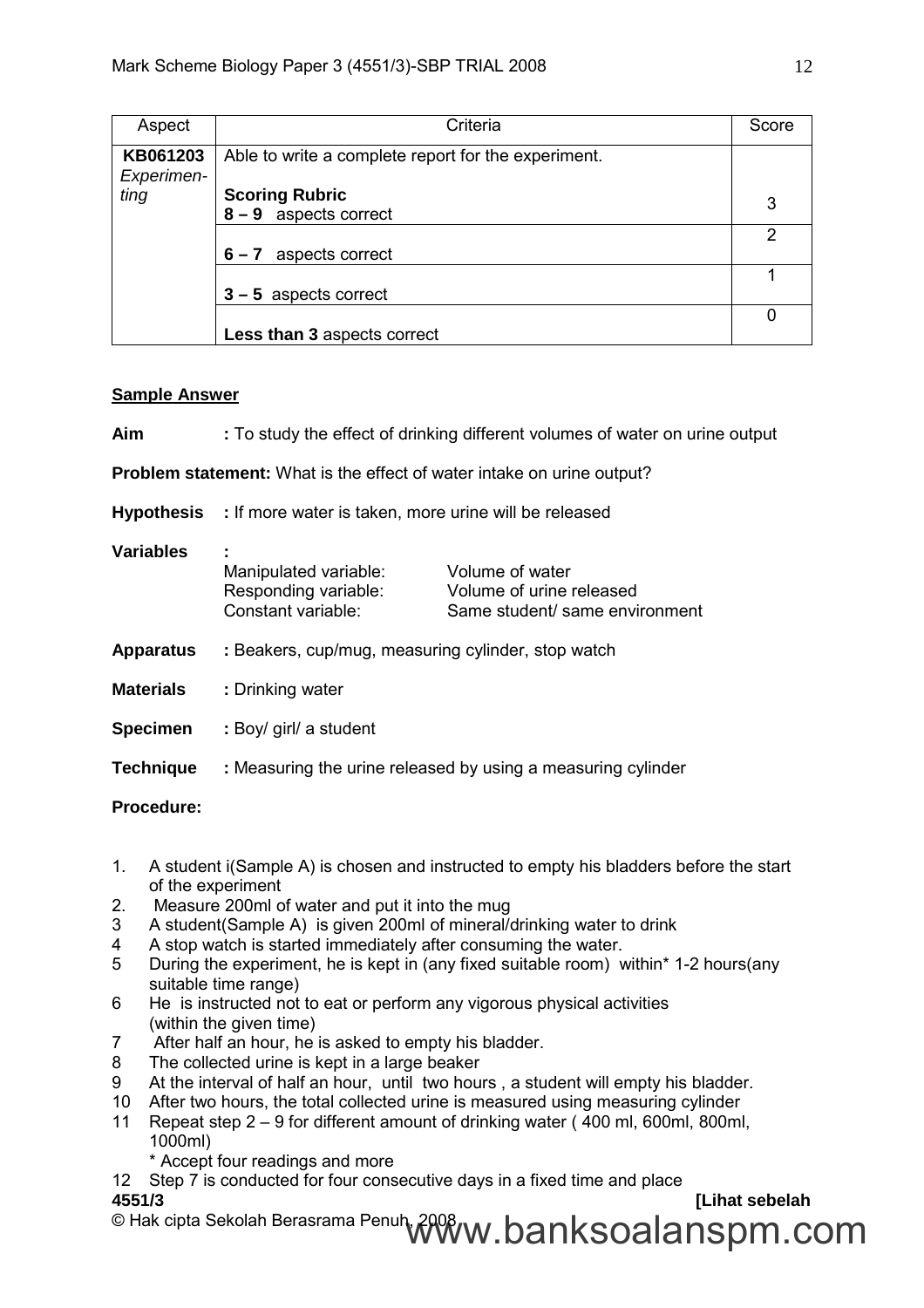| Aspect | Criteria | Score |
|---|---|---|
| **KB061203** *Experimenting* | Able to write a complete report for the experiment. **Scoring Rubric** **8 – 9** aspects correct | 3 |
| | **6 – 7** aspects correct | 2 |
| | **3 – 5** aspects correct | 1 |
| | **Less than 3** aspects correct | 0 |

**Sample Answer**

**Aim** : To study the effect of drinking different volumes of water on urine output

**Problem statement:** What is the effect of water intake on urine output?

**Hypothesis** : If more water is taken, more urine will be released

**Variables** :

| | |
|---|---|
| Manipulated variable: | Volume of water |
| Responding variable: | Volume of urine released |
| Constant variable: | Same student/ same environment |

**Apparatus** : Beakers, cup/mug, measuring cylinder, stop watch

**Materials** : Drinking water

**Specimen** : Boy/ girl/ a student

**Technique** : Measuring the urine released by using a measuring cylinder

**Procedure:**

1. A student i(Sample A) is chosen and instructed to empty his bladders before the start of the experiment
2. Measure 200ml of water and put it into the mug
3. A student(Sample A) is given 200ml of mineral/drinking water to drink
4. A stop watch is started immediately after consuming the water.
5. During the experiment, he is kept in (any fixed suitable room) within* 1-2 hours(any suitable time range)
6. He is instructed not to eat or perform any vigorous physical activities (within the given time)
7. After half an hour, he is asked to empty his bladder.
8. The collected urine is kept in a large beaker
9. At the interval of half an hour, until two hours , a student will empty his bladder.
10. After two hours, the total collected urine is measured using measuring cylinder
11. Repeat step 2 – 9 for different amount of drinking water ( 400 ml, 600ml, 800ml, 1000ml)
    * Accept four readings and more
12. Step 7 is conducted for four consecutive days in a fixed time and place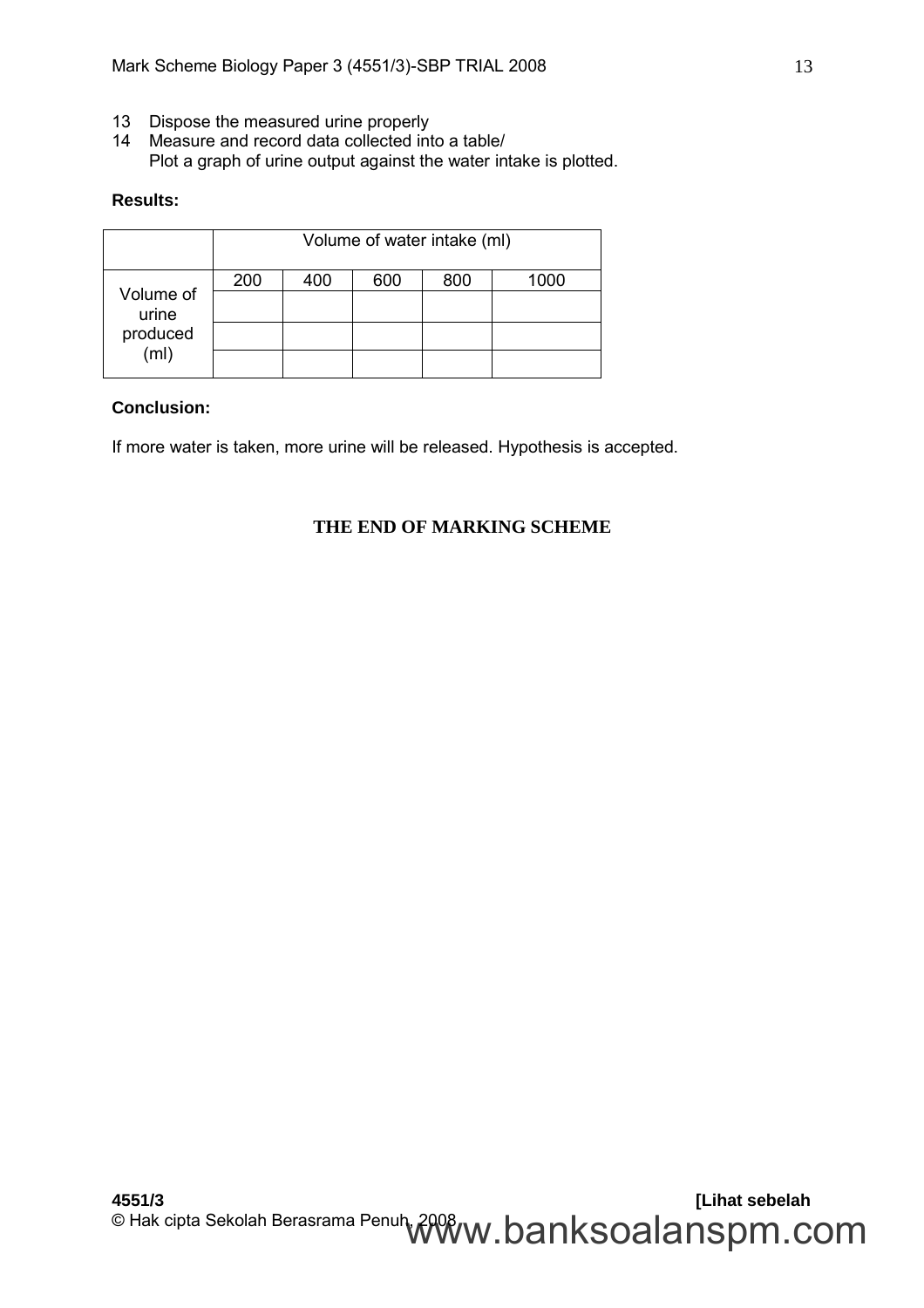13 Dispose the measured urine properly
14 Measure and record data collected into a table/
   Plot a graph of urine output against the water intake is plotted.

**Results:**

| | Volume of water intake (ml) | | | | |
|---|---|---|---|---|---|
| | 200 | 400 | 600 | 800 | 1000 |
| Volume of urine produced (ml) | | | | | |
| | | | | | |
| | | | | | |

**Conclusion:**

If more water is taken, more urine will be released. Hypothesis is accepted.

**THE END OF MARKING SCHEME**